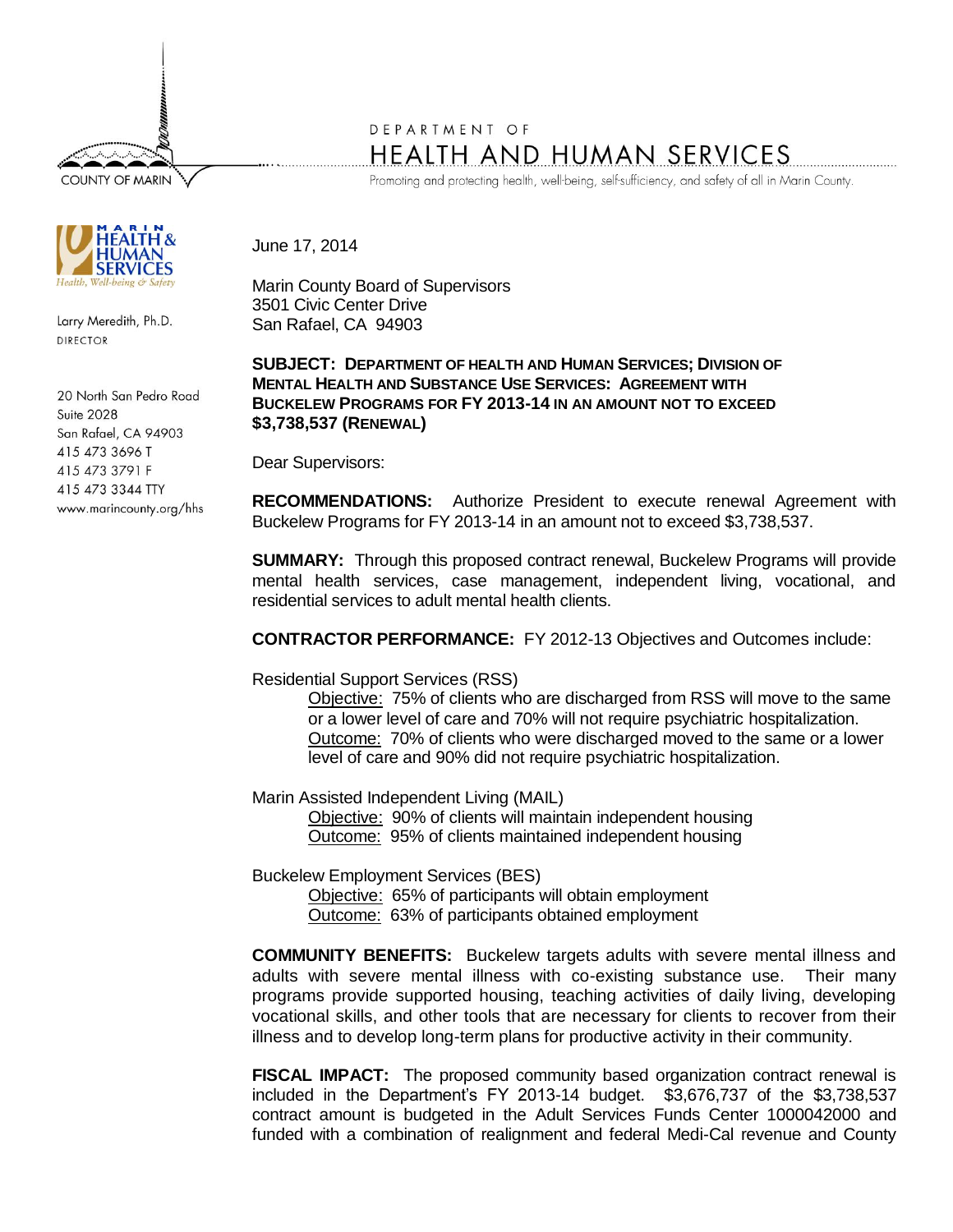COUNTY OF MARIN

DEPARTMENT OF
HEALTH AND HUMAN SERVICES
Promoting and protecting health, well-being, self-sufficiency, and safety of all in Marin County.

MARIN HEALTH & HUMAN SERVICES
Health, Well-being & Safety

Larry Meredith, Ph.D.
DIRECTOR

20 North San Pedro Road
Suite 2028
San Rafael, CA 94903
415 473 3696 T
415 473 3791 F
415 473 3344 TTY
www.marincounty.org/hhs

June 17, 2014

Marin County Board of Supervisors
3501 Civic Center Drive
San Rafael, CA 94903

**SUBJECT: DEPARTMENT OF HEALTH AND HUMAN SERVICES; DIVISION OF MENTAL HEALTH AND SUBSTANCE USE SERVICES: AGREEMENT WITH BUCKELEW PROGRAMS FOR FY 2013-14 IN AN AMOUNT NOT TO EXCEED $3,738,537 (RENEWAL)**

Dear Supervisors:

**RECOMMENDATIONS:** Authorize President to execute renewal Agreement with Buckelew Programs for FY 2013-14 in an amount not to exceed $3,738,537.

**SUMMARY:** Through this proposed contract renewal, Buckelew Programs will provide mental health services, case management, independent living, vocational, and residential services to adult mental health clients.

**CONTRACTOR PERFORMANCE:** FY 2012-13 Objectives and Outcomes include:

Residential Support Services (RSS)

> Objective: 75% of clients who are discharged from RSS will move to the same or a lower level of care and 70% will not require psychiatric hospitalization.
> Outcome: 70% of clients who were discharged moved to the same or a lower level of care and 90% did not require psychiatric hospitalization.

Marin Assisted Independent Living (MAIL)

> Objective: 90% of clients will maintain independent housing
> Outcome: 95% of clients maintained independent housing

Buckelew Employment Services (BES)

> Objective: 65% of participants will obtain employment
> Outcome: 63% of participants obtained employment

**COMMUNITY BENEFITS:** Buckelew targets adults with severe mental illness and adults with severe mental illness with co-existing substance use. Their many programs provide supported housing, teaching activities of daily living, developing vocational skills, and other tools that are necessary for clients to recover from their illness and to develop long-term plans for productive activity in their community.

**FISCAL IMPACT:** The proposed community based organization contract renewal is included in the Department's FY 2013-14 budget. $3,676,737 of the $3,738,537 contract amount is budgeted in the Adult Services Funds Center 1000042000 and funded with a combination of realignment and federal Medi-Cal revenue and County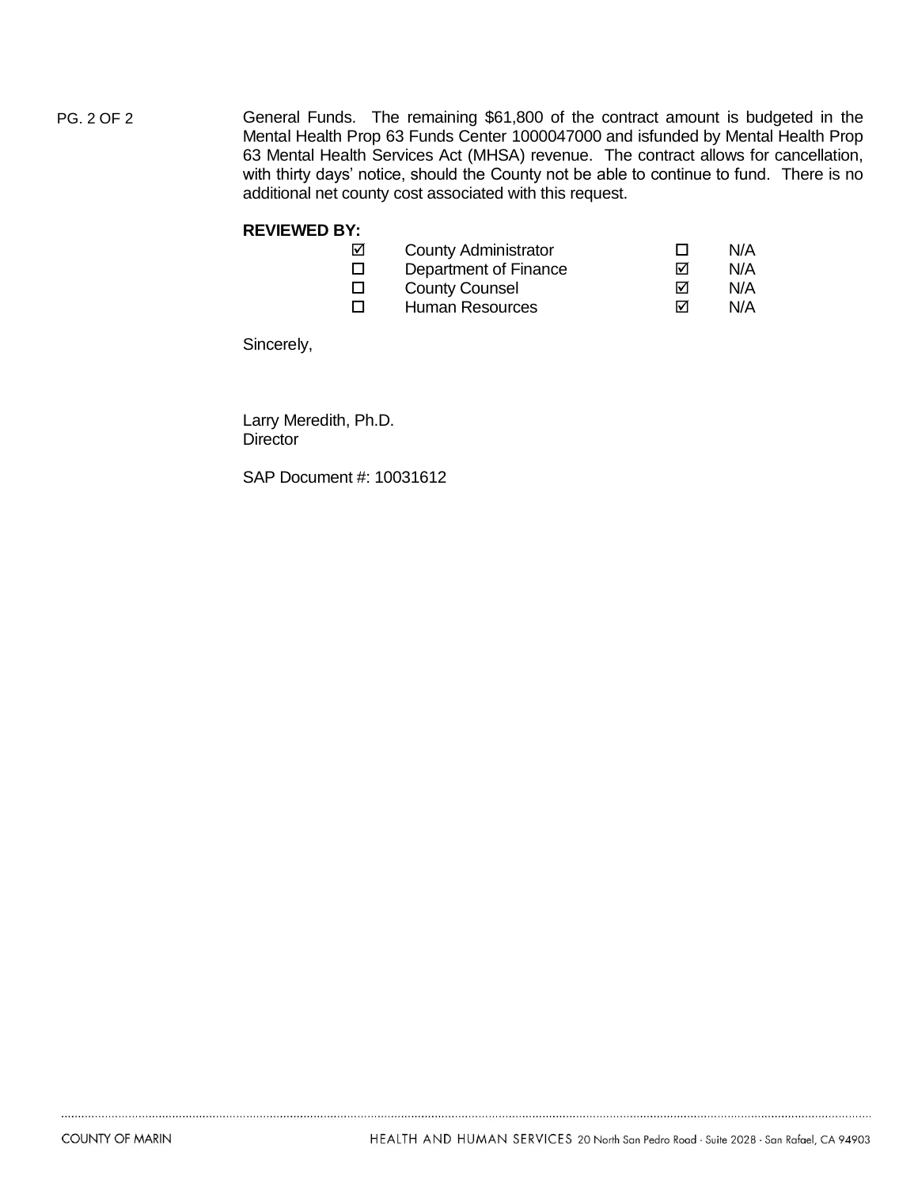General Funds. The remaining $61,800 of the contract amount is budgeted in the Mental Health Prop 63 Funds Center 1000047000 and isfunded by Mental Health Prop 63 Mental Health Services Act (MHSA) revenue. The contract allows for cancellation, with thirty days' notice, should the County not be able to continue to fund. There is no additional net county cost associated with this request.

**REVIEWED BY:**

| | | | |
|---|---|---|---|
| ☑ | County Administrator | ☐ | N/A |
| ☐ | Department of Finance | ☑ | N/A |
| ☐ | County Counsel | ☑ | N/A |
| ☐ | Human Resources | ☑ | N/A |

Sincerely,

Larry Meredith, Ph.D.
Director

SAP Document #: 10031612